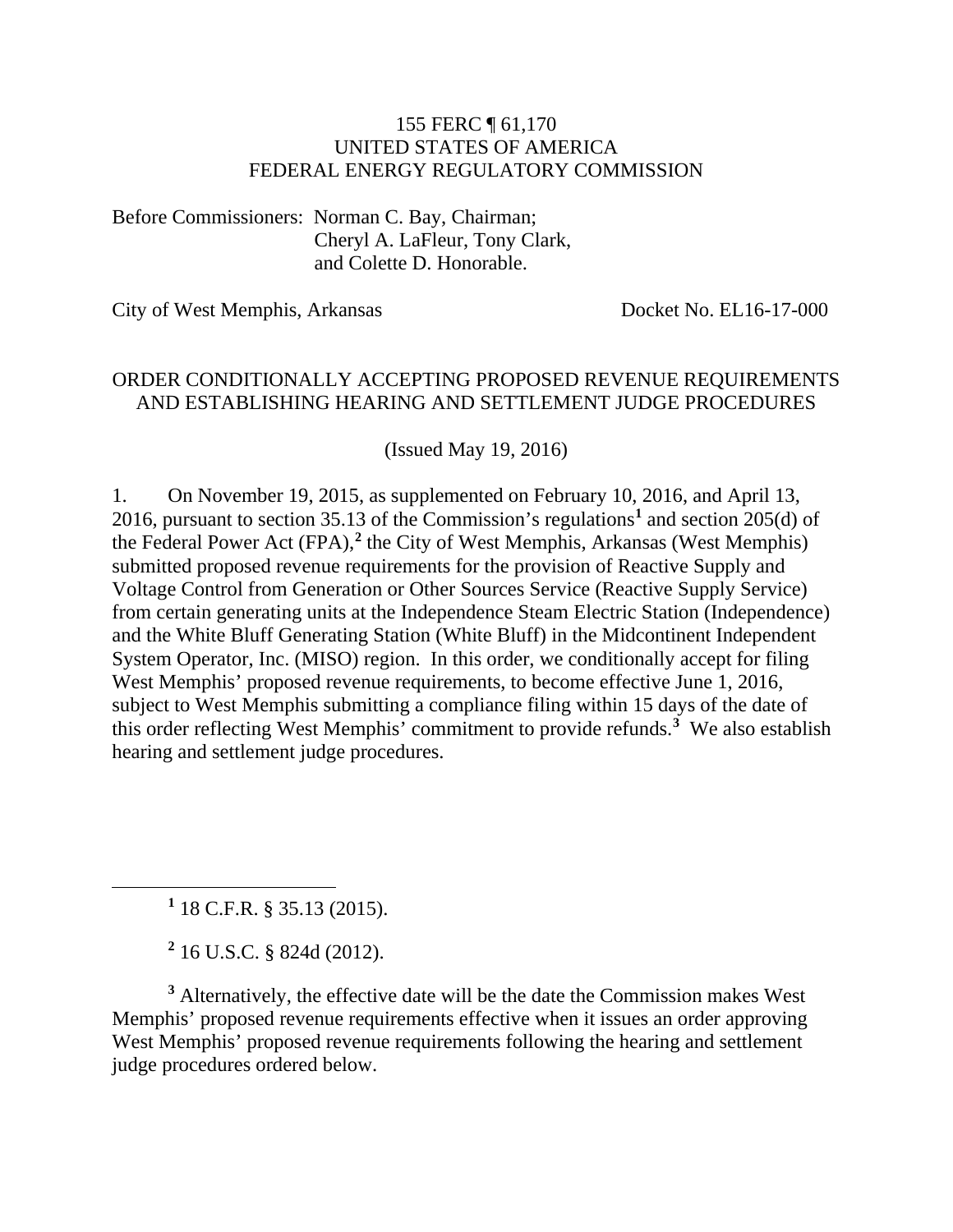155 FERC ¶ 61,170
UNITED STATES OF AMERICA
FEDERAL ENERGY REGULATORY COMMISSION

Before Commissioners: Norman C. Bay, Chairman;
Cheryl A. LaFleur, Tony Clark,
and Colette D. Honorable.

City of West Memphis, Arkansas — Docket No. EL16-17-000

ORDER CONDITIONALLY ACCEPTING PROPOSED REVENUE REQUIREMENTS AND ESTABLISHING HEARING AND SETTLEMENT JUDGE PROCEDURES

(Issued May 19, 2016)

1. On November 19, 2015, as supplemented on February 10, 2016, and April 13, 2016, pursuant to section 35.13 of the Commission's regulations[1] and section 205(d) of the Federal Power Act (FPA),[2] the City of West Memphis, Arkansas (West Memphis) submitted proposed revenue requirements for the provision of Reactive Supply and Voltage Control from Generation or Other Sources Service (Reactive Supply Service) from certain generating units at the Independence Steam Electric Station (Independence) and the White Bluff Generating Station (White Bluff) in the Midcontinent Independent System Operator, Inc. (MISO) region. In this order, we conditionally accept for filing West Memphis' proposed revenue requirements, to become effective June 1, 2016, subject to West Memphis submitting a compliance filing within 15 days of the date of this order reflecting West Memphis' commitment to provide refunds.[3] We also establish hearing and settlement judge procedures.

---

[1] 18 C.F.R. § 35.13 (2015).

[2] 16 U.S.C. § 824d (2012).

[3] Alternatively, the effective date will be the date the Commission makes West Memphis' proposed revenue requirements effective when it issues an order approving West Memphis' proposed revenue requirements following the hearing and settlement judge procedures ordered below.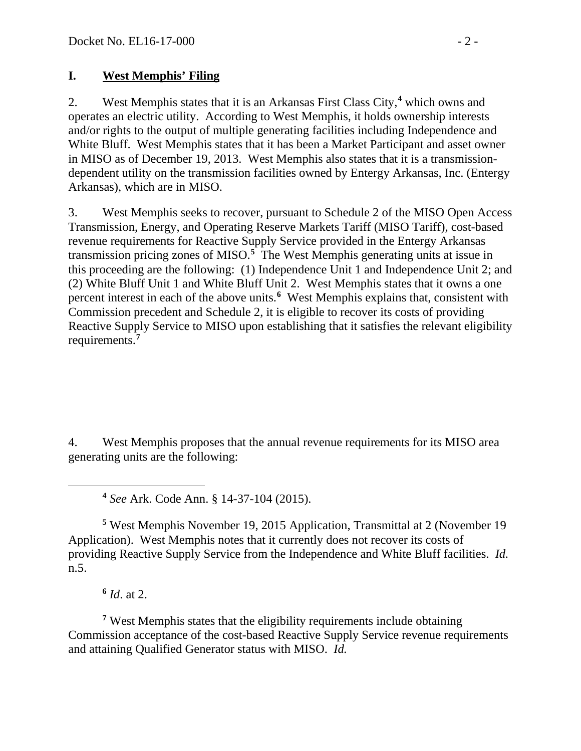## I. West Memphis' Filing

2. West Memphis states that it is an Arkansas First Class City,[4] which owns and operates an electric utility. According to West Memphis, it holds ownership interests and/or rights to the output of multiple generating facilities including Independence and White Bluff. West Memphis states that it has been a Market Participant and asset owner in MISO as of December 19, 2013. West Memphis also states that it is a transmission-dependent utility on the transmission facilities owned by Entergy Arkansas, Inc. (Entergy Arkansas), which are in MISO.

3. West Memphis seeks to recover, pursuant to Schedule 2 of the MISO Open Access Transmission, Energy, and Operating Reserve Markets Tariff (MISO Tariff), cost-based revenue requirements for Reactive Supply Service provided in the Entergy Arkansas transmission pricing zones of MISO.[5] The West Memphis generating units at issue in this proceeding are the following: (1) Independence Unit 1 and Independence Unit 2; and (2) White Bluff Unit 1 and White Bluff Unit 2. West Memphis states that it owns a one percent interest in each of the above units.[6] West Memphis explains that, consistent with Commission precedent and Schedule 2, it is eligible to recover its costs of providing Reactive Supply Service to MISO upon establishing that it satisfies the relevant eligibility requirements.[7]

4. West Memphis proposes that the annual revenue requirements for its MISO area generating units are the following:

---

[4] *See* Ark. Code Ann. § 14-37-104 (2015).

[5] West Memphis November 19, 2015 Application, Transmittal at 2 (November 19 Application). West Memphis notes that it currently does not recover its costs of providing Reactive Supply Service from the Independence and White Bluff facilities. *Id.* n.5.

[6] *Id*. at 2.

[7] West Memphis states that the eligibility requirements include obtaining Commission acceptance of the cost-based Reactive Supply Service revenue requirements and attaining Qualified Generator status with MISO. *Id.*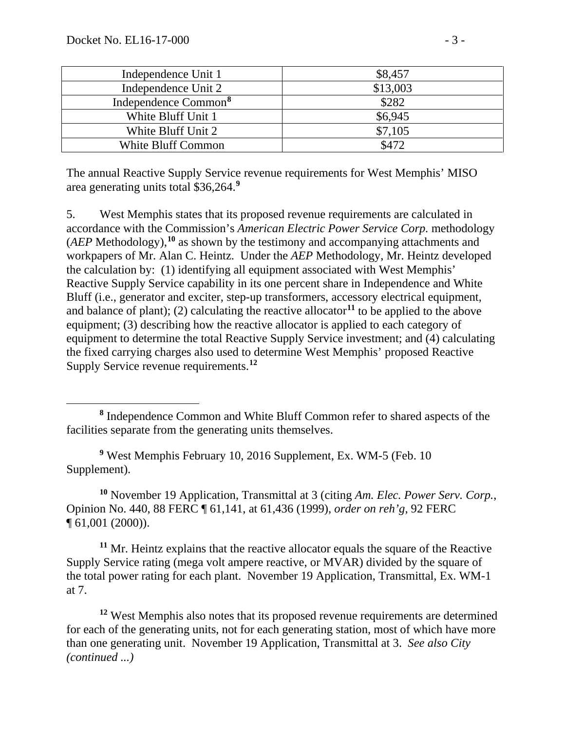| | |
|---|---|
| Independence Unit 1 | $8,457 |
| Independence Unit 2 | $13,003 |
| Independence Common[8] | $282 |
| White Bluff Unit 1 | $6,945 |
| White Bluff Unit 2 | $7,105 |
| White Bluff Common | $472 |

The annual Reactive Supply Service revenue requirements for West Memphis' MISO area generating units total $36,264.[9]

5. West Memphis states that its proposed revenue requirements are calculated in accordance with the Commission's *American Electric Power Service Corp.* methodology (*AEP* Methodology),[10] as shown by the testimony and accompanying attachments and workpapers of Mr. Alan C. Heintz. Under the *AEP* Methodology, Mr. Heintz developed the calculation by: (1) identifying all equipment associated with West Memphis' Reactive Supply Service capability in its one percent share in Independence and White Bluff (i.e., generator and exciter, step-up transformers, accessory electrical equipment, and balance of plant); (2) calculating the reactive allocator[11] to be applied to the above equipment; (3) describing how the reactive allocator is applied to each category of equipment to determine the total Reactive Supply Service investment; and (4) calculating the fixed carrying charges also used to determine West Memphis' proposed Reactive Supply Service revenue requirements.[12]

---

[8] Independence Common and White Bluff Common refer to shared aspects of the facilities separate from the generating units themselves.

[9] West Memphis February 10, 2016 Supplement, Ex. WM-5 (Feb. 10 Supplement).

[10] November 19 Application, Transmittal at 3 (citing *Am. Elec. Power Serv. Corp.*, Opinion No. 440, 88 FERC ¶ 61,141, at 61,436 (1999), *order on reh'g*, 92 FERC ¶ 61,001 (2000)).

[11] Mr. Heintz explains that the reactive allocator equals the square of the Reactive Supply Service rating (mega volt ampere reactive, or MVAR) divided by the square of the total power rating for each plant. November 19 Application, Transmittal, Ex. WM-1 at 7.

[12] West Memphis also notes that its proposed revenue requirements are determined for each of the generating units, not for each generating station, most of which have more than one generating unit. November 19 Application, Transmittal at 3. *See also City (continued ...)*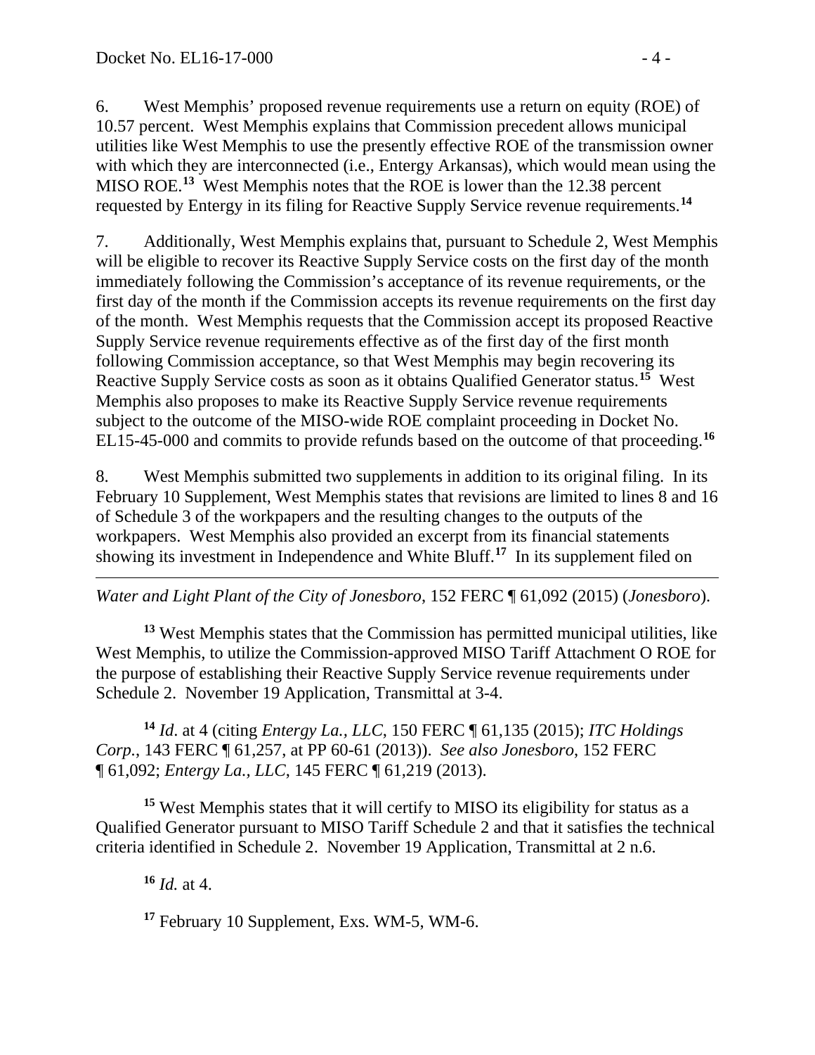6. West Memphis' proposed revenue requirements use a return on equity (ROE) of 10.57 percent. West Memphis explains that Commission precedent allows municipal utilities like West Memphis to use the presently effective ROE of the transmission owner with which they are interconnected (i.e., Entergy Arkansas), which would mean using the MISO ROE.[13] West Memphis notes that the ROE is lower than the 12.38 percent requested by Entergy in its filing for Reactive Supply Service revenue requirements.[14]

7. Additionally, West Memphis explains that, pursuant to Schedule 2, West Memphis will be eligible to recover its Reactive Supply Service costs on the first day of the month immediately following the Commission's acceptance of its revenue requirements, or the first day of the month if the Commission accepts its revenue requirements on the first day of the month. West Memphis requests that the Commission accept its proposed Reactive Supply Service revenue requirements effective as of the first day of the first month following Commission acceptance, so that West Memphis may begin recovering its Reactive Supply Service costs as soon as it obtains Qualified Generator status.[15] West Memphis also proposes to make its Reactive Supply Service revenue requirements subject to the outcome of the MISO-wide ROE complaint proceeding in Docket No. EL15-45-000 and commits to provide refunds based on the outcome of that proceeding.[16]

8. West Memphis submitted two supplements in addition to its original filing. In its February 10 Supplement, West Memphis states that revisions are limited to lines 8 and 16 of Schedule 3 of the workpapers and the resulting changes to the outputs of the workpapers. West Memphis also provided an excerpt from its financial statements showing its investment in Independence and White Bluff.[17] In its supplement filed on

---

*Water and Light Plant of the City of Jonesboro*, 152 FERC ¶ 61,092 (2015) (*Jonesboro*).

[13] West Memphis states that the Commission has permitted municipal utilities, like West Memphis, to utilize the Commission-approved MISO Tariff Attachment O ROE for the purpose of establishing their Reactive Supply Service revenue requirements under Schedule 2. November 19 Application, Transmittal at 3-4.

[14] *Id.* at 4 (citing *Entergy La., LLC*, 150 FERC ¶ 61,135 (2015); *ITC Holdings Corp.*, 143 FERC ¶ 61,257, at PP 60-61 (2013)). *See also Jonesboro*, 152 FERC ¶ 61,092; *Entergy La., LLC*, 145 FERC ¶ 61,219 (2013).

[15] West Memphis states that it will certify to MISO its eligibility for status as a Qualified Generator pursuant to MISO Tariff Schedule 2 and that it satisfies the technical criteria identified in Schedule 2. November 19 Application, Transmittal at 2 n.6.

[16] *Id.* at 4.

[17] February 10 Supplement, Exs. WM-5, WM-6.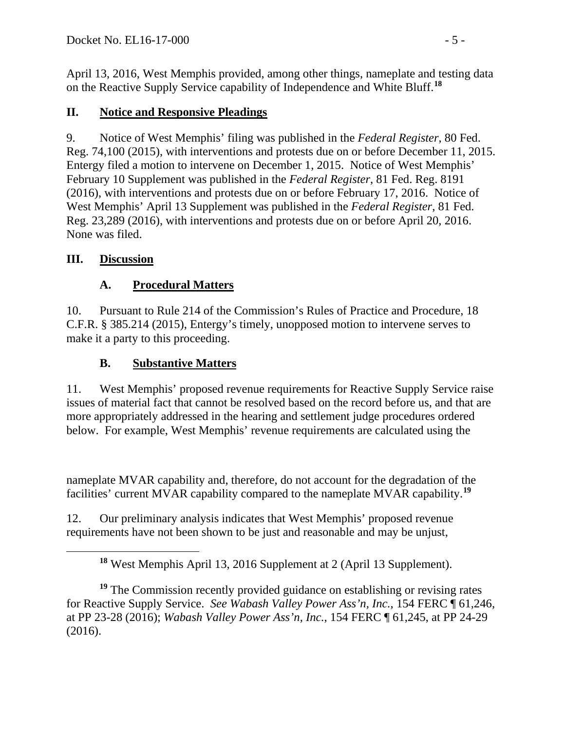April 13, 2016, West Memphis provided, among other things, nameplate and testing data on the Reactive Supply Service capability of Independence and White Bluff.[18]

## II. Notice and Responsive Pleadings

9. Notice of West Memphis' filing was published in the *Federal Register*, 80 Fed. Reg. 74,100 (2015), with interventions and protests due on or before December 11, 2015. Entergy filed a motion to intervene on December 1, 2015. Notice of West Memphis' February 10 Supplement was published in the *Federal Register*, 81 Fed. Reg. 8191 (2016), with interventions and protests due on or before February 17, 2016. Notice of West Memphis' April 13 Supplement was published in the *Federal Register*, 81 Fed. Reg. 23,289 (2016), with interventions and protests due on or before April 20, 2016. None was filed.

## III. Discussion

### A. Procedural Matters

10. Pursuant to Rule 214 of the Commission's Rules of Practice and Procedure, 18 C.F.R. § 385.214 (2015), Entergy's timely, unopposed motion to intervene serves to make it a party to this proceeding.

### B. Substantive Matters

11. West Memphis' proposed revenue requirements for Reactive Supply Service raise issues of material fact that cannot be resolved based on the record before us, and that are more appropriately addressed in the hearing and settlement judge procedures ordered below. For example, West Memphis' revenue requirements are calculated using the nameplate MVAR capability and, therefore, do not account for the degradation of the facilities' current MVAR capability compared to the nameplate MVAR capability.[19]

12. Our preliminary analysis indicates that West Memphis' proposed revenue requirements have not been shown to be just and reasonable and may be unjust,

---

[18] West Memphis April 13, 2016 Supplement at 2 (April 13 Supplement).

[19] The Commission recently provided guidance on establishing or revising rates for Reactive Supply Service. *See Wabash Valley Power Ass'n, Inc.*, 154 FERC ¶ 61,246, at PP 23-28 (2016); *Wabash Valley Power Ass'n, Inc.*, 154 FERC ¶ 61,245, at PP 24-29 (2016).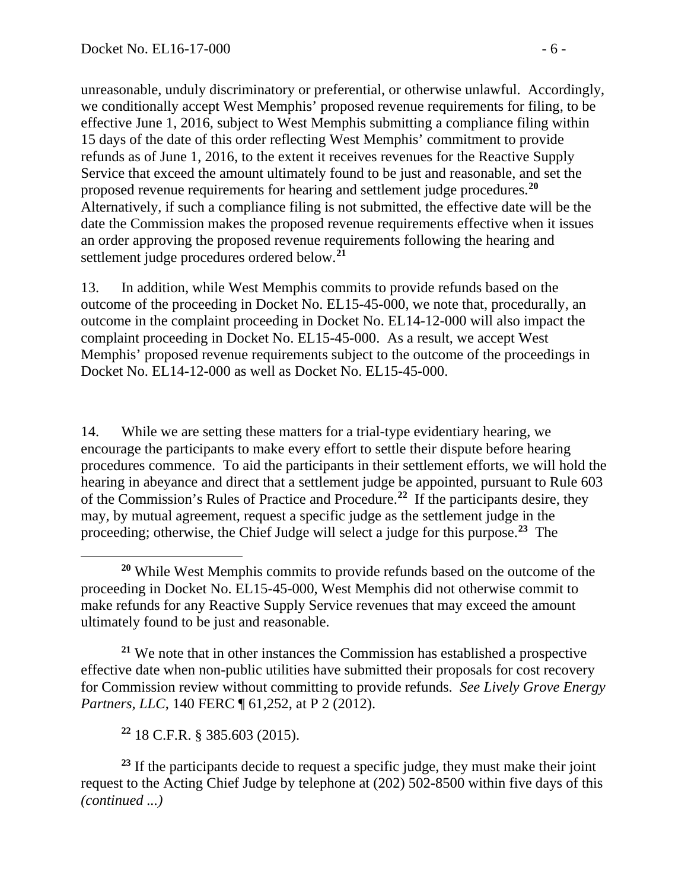unreasonable, unduly discriminatory or preferential, or otherwise unlawful. Accordingly, we conditionally accept West Memphis' proposed revenue requirements for filing, to be effective June 1, 2016, subject to West Memphis submitting a compliance filing within 15 days of the date of this order reflecting West Memphis' commitment to provide refunds as of June 1, 2016, to the extent it receives revenues for the Reactive Supply Service that exceed the amount ultimately found to be just and reasonable, and set the proposed revenue requirements for hearing and settlement judge procedures.[20] Alternatively, if such a compliance filing is not submitted, the effective date will be the date the Commission makes the proposed revenue requirements effective when it issues an order approving the proposed revenue requirements following the hearing and settlement judge procedures ordered below.[21]

13. In addition, while West Memphis commits to provide refunds based on the outcome of the proceeding in Docket No. EL15-45-000, we note that, procedurally, an outcome in the complaint proceeding in Docket No. EL14-12-000 will also impact the complaint proceeding in Docket No. EL15-45-000. As a result, we accept West Memphis' proposed revenue requirements subject to the outcome of the proceedings in Docket No. EL14-12-000 as well as Docket No. EL15-45-000.

14. While we are setting these matters for a trial-type evidentiary hearing, we encourage the participants to make every effort to settle their dispute before hearing procedures commence. To aid the participants in their settlement efforts, we will hold the hearing in abeyance and direct that a settlement judge be appointed, pursuant to Rule 603 of the Commission's Rules of Practice and Procedure.[22] If the participants desire, they may, by mutual agreement, request a specific judge as the settlement judge in the proceeding; otherwise, the Chief Judge will select a judge for this purpose.[23] The

---

[20] While West Memphis commits to provide refunds based on the outcome of the proceeding in Docket No. EL15-45-000, West Memphis did not otherwise commit to make refunds for any Reactive Supply Service revenues that may exceed the amount ultimately found to be just and reasonable.

[21] We note that in other instances the Commission has established a prospective effective date when non-public utilities have submitted their proposals for cost recovery for Commission review without committing to provide refunds. *See Lively Grove Energy Partners, LLC*, 140 FERC ¶ 61,252, at P 2 (2012).

[22] 18 C.F.R. § 385.603 (2015).

[23] If the participants decide to request a specific judge, they must make their joint request to the Acting Chief Judge by telephone at (202) 502-8500 within five days of this *(continued ...)*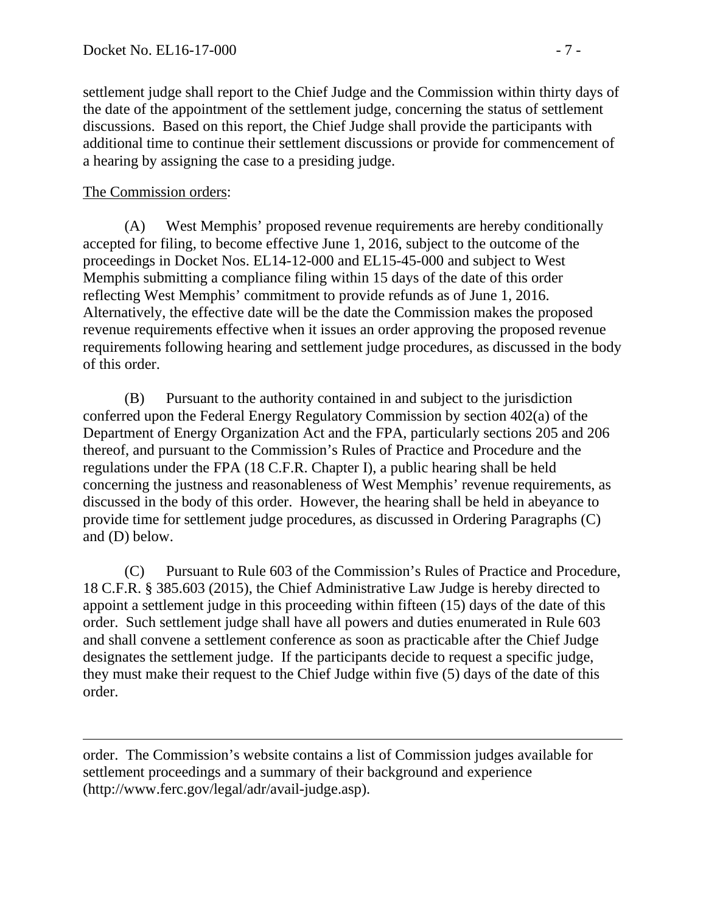settlement judge shall report to the Chief Judge and the Commission within thirty days of the date of the appointment of the settlement judge, concerning the status of settlement discussions. Based on this report, the Chief Judge shall provide the participants with additional time to continue their settlement discussions or provide for commencement of a hearing by assigning the case to a presiding judge.

The Commission orders:

(A) West Memphis' proposed revenue requirements are hereby conditionally accepted for filing, to become effective June 1, 2016, subject to the outcome of the proceedings in Docket Nos. EL14-12-000 and EL15-45-000 and subject to West Memphis submitting a compliance filing within 15 days of the date of this order reflecting West Memphis' commitment to provide refunds as of June 1, 2016. Alternatively, the effective date will be the date the Commission makes the proposed revenue requirements effective when it issues an order approving the proposed revenue requirements following hearing and settlement judge procedures, as discussed in the body of this order.

(B) Pursuant to the authority contained in and subject to the jurisdiction conferred upon the Federal Energy Regulatory Commission by section 402(a) of the Department of Energy Organization Act and the FPA, particularly sections 205 and 206 thereof, and pursuant to the Commission's Rules of Practice and Procedure and the regulations under the FPA (18 C.F.R. Chapter I), a public hearing shall be held concerning the justness and reasonableness of West Memphis' revenue requirements, as discussed in the body of this order. However, the hearing shall be held in abeyance to provide time for settlement judge procedures, as discussed in Ordering Paragraphs (C) and (D) below.

(C) Pursuant to Rule 603 of the Commission's Rules of Practice and Procedure, 18 C.F.R. § 385.603 (2015), the Chief Administrative Law Judge is hereby directed to appoint a settlement judge in this proceeding within fifteen (15) days of the date of this order. Such settlement judge shall have all powers and duties enumerated in Rule 603 and shall convene a settlement conference as soon as practicable after the Chief Judge designates the settlement judge. If the participants decide to request a specific judge, they must make their request to the Chief Judge within five (5) days of the date of this order.

---

order. The Commission's website contains a list of Commission judges available for settlement proceedings and a summary of their background and experience (http://www.ferc.gov/legal/adr/avail-judge.asp).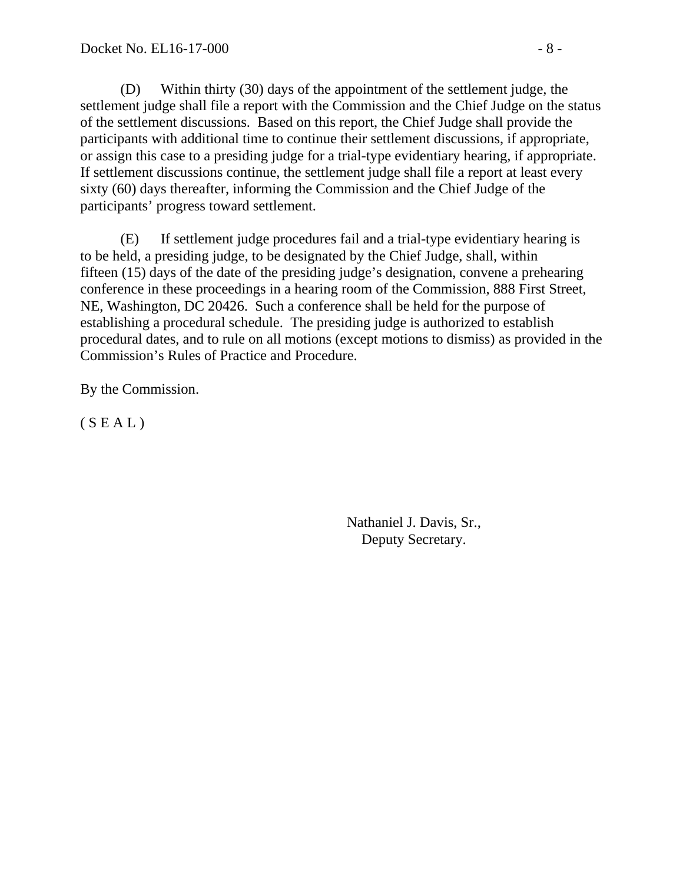(D) Within thirty (30) days of the appointment of the settlement judge, the settlement judge shall file a report with the Commission and the Chief Judge on the status of the settlement discussions. Based on this report, the Chief Judge shall provide the participants with additional time to continue their settlement discussions, if appropriate, or assign this case to a presiding judge for a trial-type evidentiary hearing, if appropriate. If settlement discussions continue, the settlement judge shall file a report at least every sixty (60) days thereafter, informing the Commission and the Chief Judge of the participants' progress toward settlement.

(E) If settlement judge procedures fail and a trial-type evidentiary hearing is to be held, a presiding judge, to be designated by the Chief Judge, shall, within fifteen (15) days of the date of the presiding judge's designation, convene a prehearing conference in these proceedings in a hearing room of the Commission, 888 First Street, NE, Washington, DC 20426. Such a conference shall be held for the purpose of establishing a procedural schedule. The presiding judge is authorized to establish procedural dates, and to rule on all motions (except motions to dismiss) as provided in the Commission's Rules of Practice and Procedure.

By the Commission.

( S E A L )

Nathaniel J. Davis, Sr.,
Deputy Secretary.